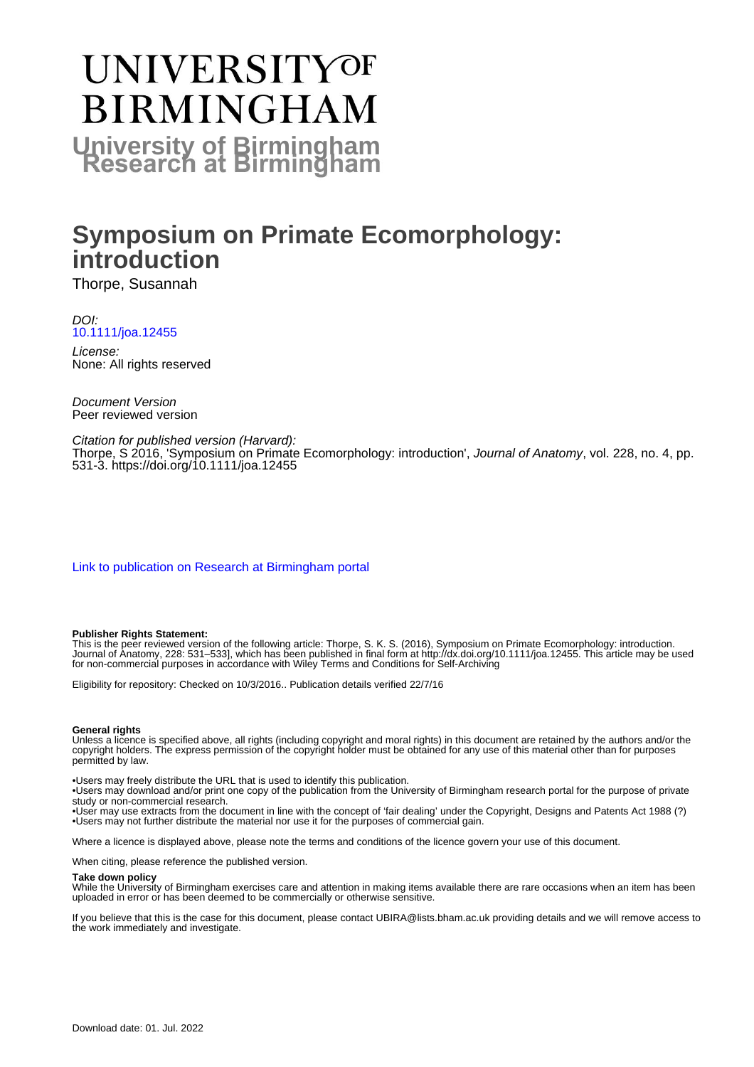# UNIVERSITY OF BIRMINGHAM

**University of Birmingham Research at Birmingham**

# Symposium on Primate Ecomorphology: introduction

Thorpe, Susannah

*DOI:*
10.1111/joa.12455

*License:*
None: All rights reserved

*Document Version*
Peer reviewed version

*Citation for published version (Harvard):*
Thorpe, S 2016, 'Symposium on Primate Ecomorphology: introduction', *Journal of Anatomy*, vol. 228, no. 4, pp. 531-3. https://doi.org/10.1111/joa.12455

Link to publication on Research at Birmingham portal

**Publisher Rights Statement:**
This is the peer reviewed version of the following article: Thorpe, S. K. S. (2016), Symposium on Primate Ecomorphology: introduction. Journal of Anatomy, 228: 531–533], which has been published in final form at http://dx.doi.org/10.1111/joa.12455. This article may be used for non-commercial purposes in accordance with Wiley Terms and Conditions for Self-Archiving

Eligibility for repository: Checked on 10/3/2016.. Publication details verified 22/7/16

**General rights**
Unless a licence is specified above, all rights (including copyright and moral rights) in this document are retained by the authors and/or the copyright holders. The express permission of the copyright holder must be obtained for any use of this material other than for purposes permitted by law.

•Users may freely distribute the URL that is used to identify this publication.
•Users may download and/or print one copy of the publication from the University of Birmingham research portal for the purpose of private study or non-commercial research.
•User may use extracts from the document in line with the concept of 'fair dealing' under the Copyright, Designs and Patents Act 1988 (?)
•Users may not further distribute the material nor use it for the purposes of commercial gain.

Where a licence is displayed above, please note the terms and conditions of the licence govern your use of this document.

When citing, please reference the published version.

**Take down policy**
While the University of Birmingham exercises care and attention in making items available there are rare occasions when an item has been uploaded in error or has been deemed to be commercially or otherwise sensitive.

If you believe that this is the case for this document, please contact UBIRA@lists.bham.ac.uk providing details and we will remove access to the work immediately and investigate.

Download date: 01. Jul. 2022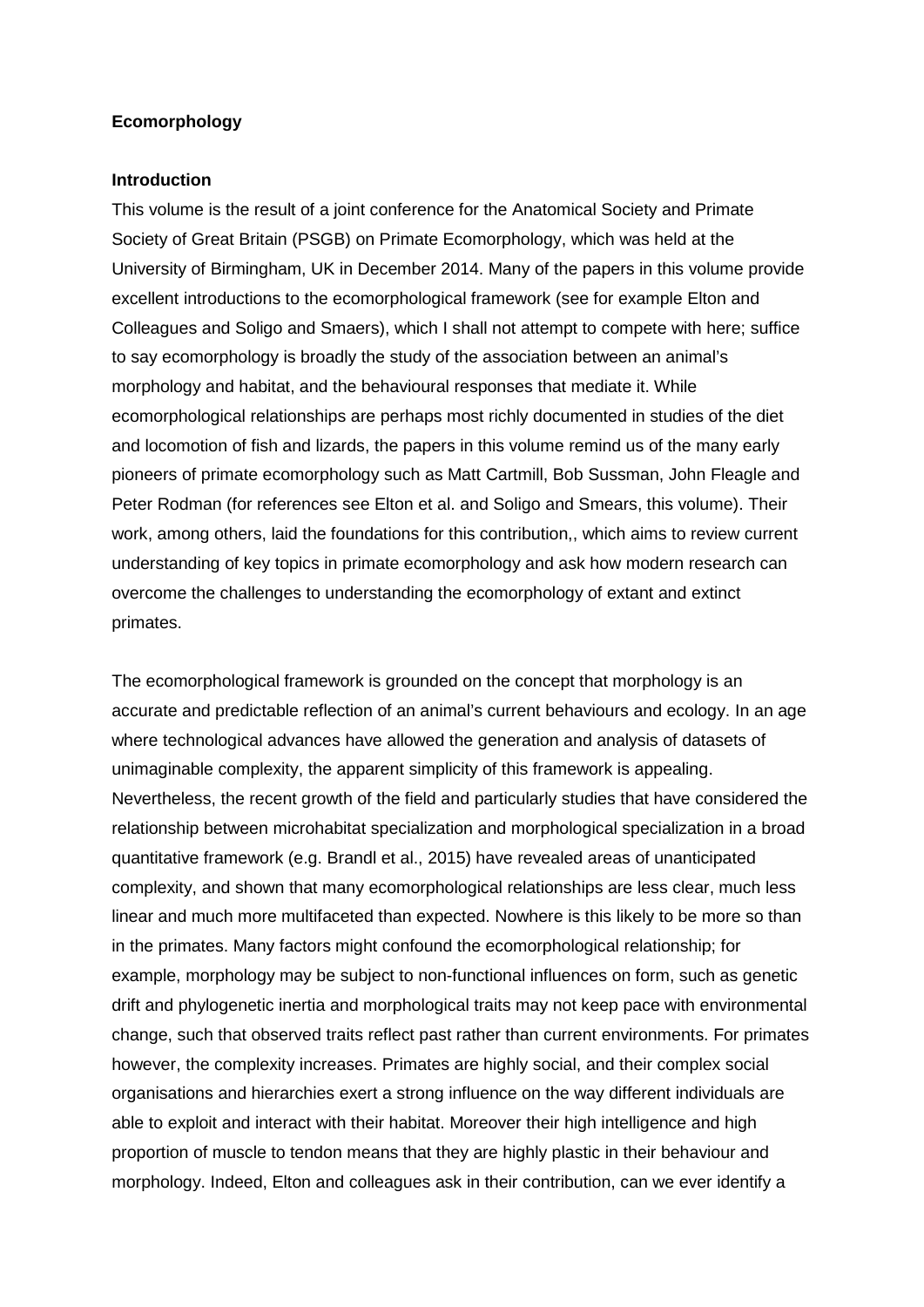**Ecomorphology**

**Introduction**

This volume is the result of a joint conference for the Anatomical Society and Primate Society of Great Britain (PSGB) on Primate Ecomorphology, which was held at the University of Birmingham, UK in December 2014. Many of the papers in this volume provide excellent introductions to the ecomorphological framework (see for example Elton and Colleagues and Soligo and Smaers), which I shall not attempt to compete with here; suffice to say ecomorphology is broadly the study of the association between an animal's morphology and habitat, and the behavioural responses that mediate it. While ecomorphological relationships are perhaps most richly documented in studies of the diet and locomotion of fish and lizards, the papers in this volume remind us of the many early pioneers of primate ecomorphology such as Matt Cartmill, Bob Sussman, John Fleagle and Peter Rodman (for references see Elton et al. and Soligo and Smears, this volume). Their work, among others, laid the foundations for this contribution,, which aims to review current understanding of key topics in primate ecomorphology and ask how modern research can overcome the challenges to understanding the ecomorphology of extant and extinct primates.

The ecomorphological framework is grounded on the concept that morphology is an accurate and predictable reflection of an animal's current behaviours and ecology. In an age where technological advances have allowed the generation and analysis of datasets of unimaginable complexity, the apparent simplicity of this framework is appealing. Nevertheless, the recent growth of the field and particularly studies that have considered the relationship between microhabitat specialization and morphological specialization in a broad quantitative framework (e.g. Brandl et al., 2015) have revealed areas of unanticipated complexity, and shown that many ecomorphological relationships are less clear, much less linear and much more multifaceted than expected. Nowhere is this likely to be more so than in the primates. Many factors might confound the ecomorphological relationship; for example, morphology may be subject to non-functional influences on form, such as genetic drift and phylogenetic inertia and morphological traits may not keep pace with environmental change, such that observed traits reflect past rather than current environments. For primates however, the complexity increases. Primates are highly social, and their complex social organisations and hierarchies exert a strong influence on the way different individuals are able to exploit and interact with their habitat. Moreover their high intelligence and high proportion of muscle to tendon means that they are highly plastic in their behaviour and morphology. Indeed, Elton and colleagues ask in their contribution, can we ever identify a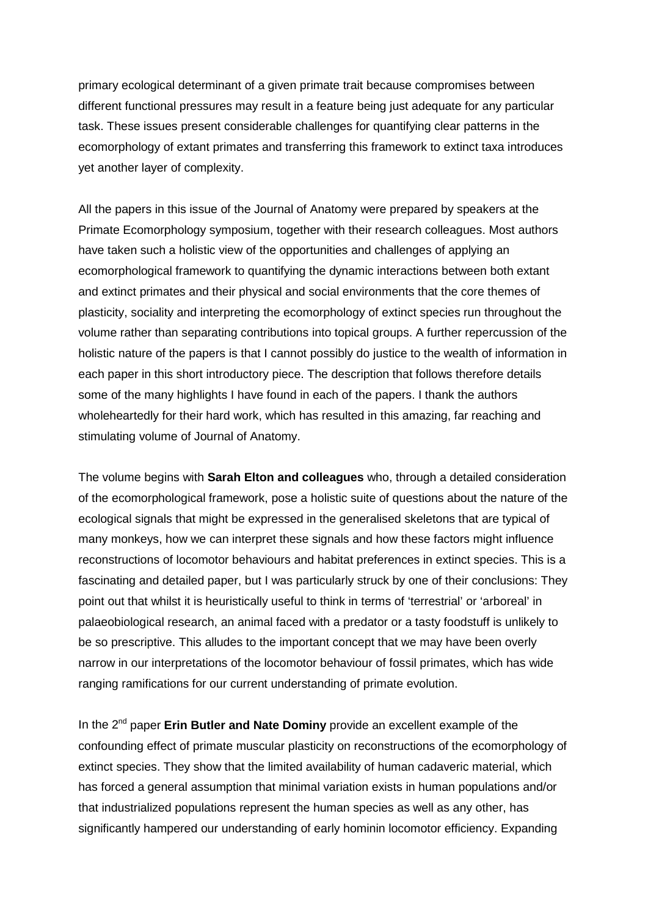primary ecological determinant of a given primate trait because compromises between different functional pressures may result in a feature being just adequate for any particular task. These issues present considerable challenges for quantifying clear patterns in the ecomorphology of extant primates and transferring this framework to extinct taxa introduces yet another layer of complexity.

All the papers in this issue of the Journal of Anatomy were prepared by speakers at the Primate Ecomorphology symposium, together with their research colleagues. Most authors have taken such a holistic view of the opportunities and challenges of applying an ecomorphological framework to quantifying the dynamic interactions between both extant and extinct primates and their physical and social environments that the core themes of plasticity, sociality and interpreting the ecomorphology of extinct species run throughout the volume rather than separating contributions into topical groups. A further repercussion of the holistic nature of the papers is that I cannot possibly do justice to the wealth of information in each paper in this short introductory piece. The description that follows therefore details some of the many highlights I have found in each of the papers. I thank the authors wholeheartedly for their hard work, which has resulted in this amazing, far reaching and stimulating volume of Journal of Anatomy.

The volume begins with **Sarah Elton and colleagues** who, through a detailed consideration of the ecomorphological framework, pose a holistic suite of questions about the nature of the ecological signals that might be expressed in the generalised skeletons that are typical of many monkeys, how we can interpret these signals and how these factors might influence reconstructions of locomotor behaviours and habitat preferences in extinct species. This is a fascinating and detailed paper, but I was particularly struck by one of their conclusions: They point out that whilst it is heuristically useful to think in terms of 'terrestrial' or 'arboreal' in palaeobiological research, an animal faced with a predator or a tasty foodstuff is unlikely to be so prescriptive. This alludes to the important concept that we may have been overly narrow in our interpretations of the locomotor behaviour of fossil primates, which has wide ranging ramifications for our current understanding of primate evolution.

In the 2nd paper **Erin Butler and Nate Dominy** provide an excellent example of the confounding effect of primate muscular plasticity on reconstructions of the ecomorphology of extinct species. They show that the limited availability of human cadaveric material, which has forced a general assumption that minimal variation exists in human populations and/or that industrialized populations represent the human species as well as any other, has significantly hampered our understanding of early hominin locomotor efficiency. Expanding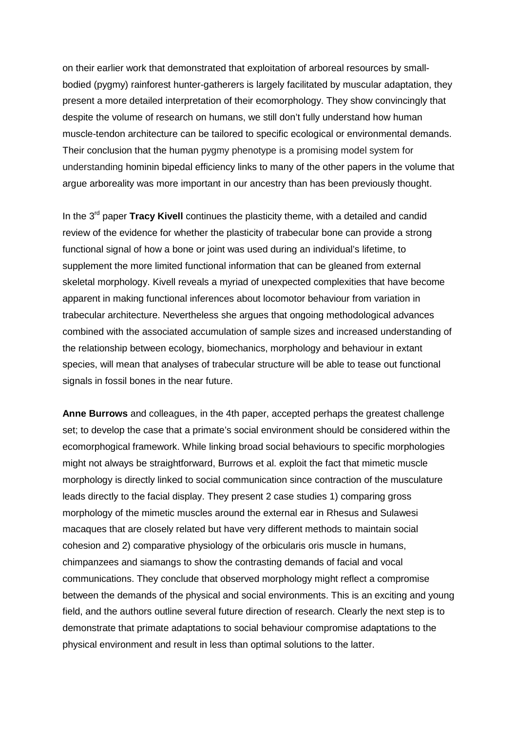on their earlier work that demonstrated that exploitation of arboreal resources by small-bodied (pygmy) rainforest hunter-gatherers is largely facilitated by muscular adaptation, they present a more detailed interpretation of their ecomorphology. They show convincingly that despite the volume of research on humans, we still don't fully understand how human muscle-tendon architecture can be tailored to specific ecological or environmental demands. Their conclusion that the human pygmy phenotype is a promising model system for understanding hominin bipedal efficiency links to many of the other papers in the volume that argue arboreality was more important in our ancestry than has been previously thought.

In the 3rd paper **Tracy Kivell** continues the plasticity theme, with a detailed and candid review of the evidence for whether the plasticity of trabecular bone can provide a strong functional signal of how a bone or joint was used during an individual's lifetime, to supplement the more limited functional information that can be gleaned from external skeletal morphology. Kivell reveals a myriad of unexpected complexities that have become apparent in making functional inferences about locomotor behaviour from variation in trabecular architecture. Nevertheless she argues that ongoing methodological advances combined with the associated accumulation of sample sizes and increased understanding of the relationship between ecology, biomechanics, morphology and behaviour in extant species, will mean that analyses of trabecular structure will be able to tease out functional signals in fossil bones in the near future.

**Anne Burrows** and colleagues, in the 4th paper, accepted perhaps the greatest challenge set; to develop the case that a primate's social environment should be considered within the ecomorphogical framework. While linking broad social behaviours to specific morphologies might not always be straightforward, Burrows et al. exploit the fact that mimetic muscle morphology is directly linked to social communication since contraction of the musculature leads directly to the facial display. They present 2 case studies 1) comparing gross morphology of the mimetic muscles around the external ear in Rhesus and Sulawesi macaques that are closely related but have very different methods to maintain social cohesion and 2) comparative physiology of the orbicularis oris muscle in humans, chimpanzees and siamangs to show the contrasting demands of facial and vocal communications. They conclude that observed morphology might reflect a compromise between the demands of the physical and social environments. This is an exciting and young field, and the authors outline several future direction of research. Clearly the next step is to demonstrate that primate adaptations to social behaviour compromise adaptations to the physical environment and result in less than optimal solutions to the latter.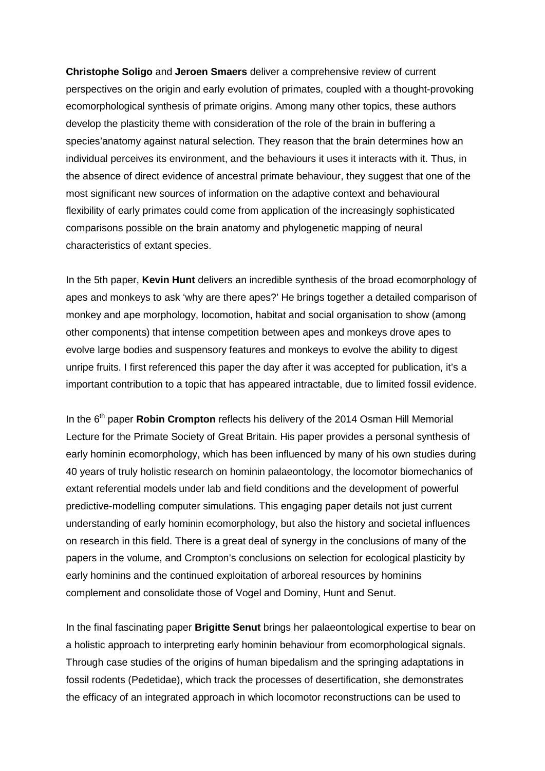**Christophe Soligo** and **Jeroen Smaers** deliver a comprehensive review of current perspectives on the origin and early evolution of primates, coupled with a thought-provoking ecomorphological synthesis of primate origins. Among many other topics, these authors develop the plasticity theme with consideration of the role of the brain in buffering a species'anatomy against natural selection. They reason that the brain determines how an individual perceives its environment, and the behaviours it uses it interacts with it. Thus, in the absence of direct evidence of ancestral primate behaviour, they suggest that one of the most significant new sources of information on the adaptive context and behavioural flexibility of early primates could come from application of the increasingly sophisticated comparisons possible on the brain anatomy and phylogenetic mapping of neural characteristics of extant species.

In the 5th paper, **Kevin Hunt** delivers an incredible synthesis of the broad ecomorphology of apes and monkeys to ask 'why are there apes?' He brings together a detailed comparison of monkey and ape morphology, locomotion, habitat and social organisation to show (among other components) that intense competition between apes and monkeys drove apes to evolve large bodies and suspensory features and monkeys to evolve the ability to digest unripe fruits. I first referenced this paper the day after it was accepted for publication, it's a important contribution to a topic that has appeared intractable, due to limited fossil evidence.

In the 6th paper **Robin Crompton** reflects his delivery of the 2014 Osman Hill Memorial Lecture for the Primate Society of Great Britain. His paper provides a personal synthesis of early hominin ecomorphology, which has been influenced by many of his own studies during 40 years of truly holistic research on hominin palaeontology, the locomotor biomechanics of extant referential models under lab and field conditions and the development of powerful predictive-modelling computer simulations. This engaging paper details not just current understanding of early hominin ecomorphology, but also the history and societal influences on research in this field. There is a great deal of synergy in the conclusions of many of the papers in the volume, and Crompton's conclusions on selection for ecological plasticity by early hominins and the continued exploitation of arboreal resources by hominins complement and consolidate those of Vogel and Dominy, Hunt and Senut.

In the final fascinating paper **Brigitte Senut** brings her palaeontological expertise to bear on a holistic approach to interpreting early hominin behaviour from ecomorphological signals. Through case studies of the origins of human bipedalism and the springing adaptations in fossil rodents (Pedetidae), which track the processes of desertification, she demonstrates the efficacy of an integrated approach in which locomotor reconstructions can be used to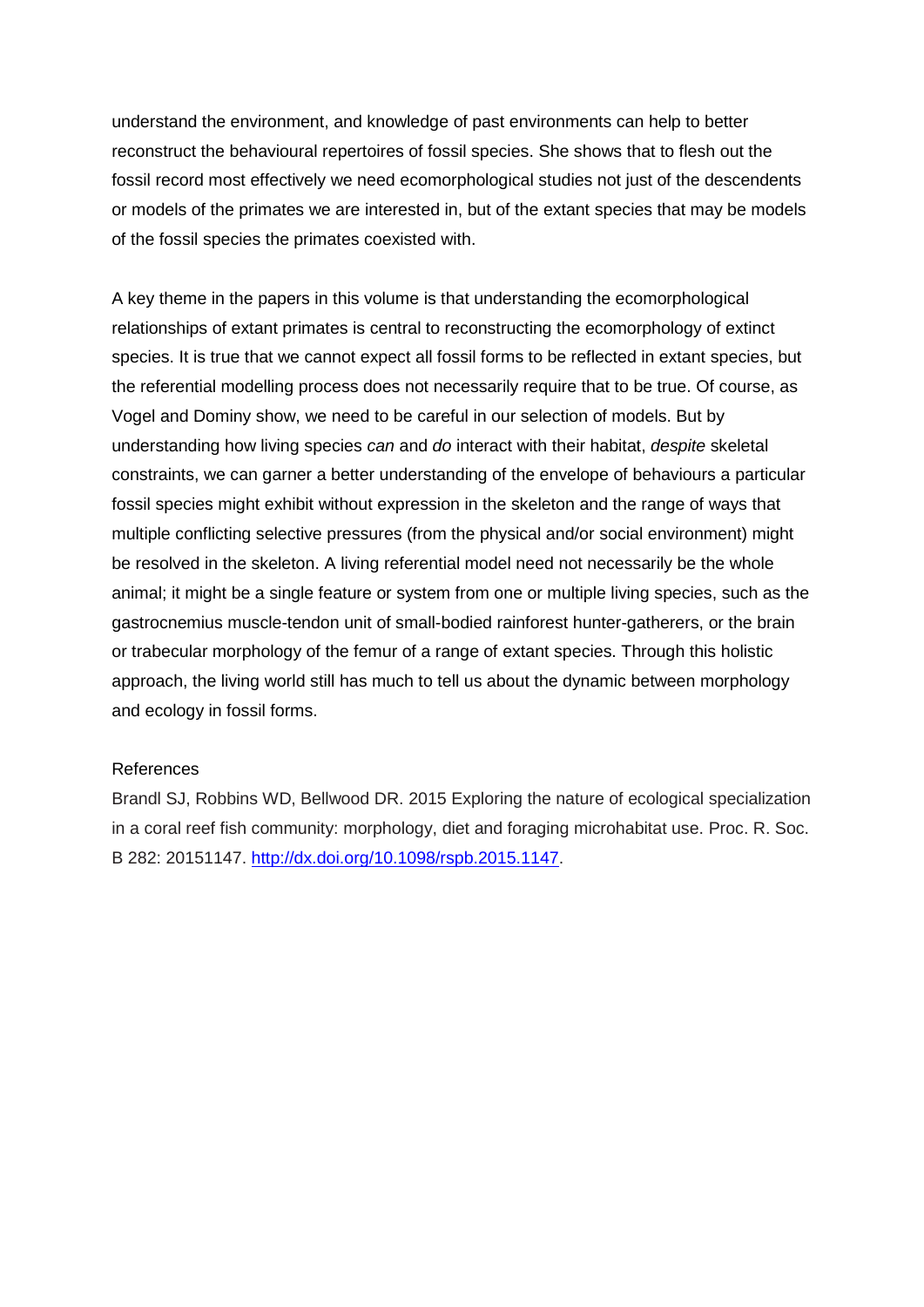understand the environment, and knowledge of past environments can help to better reconstruct the behavioural repertoires of fossil species. She shows that to flesh out the fossil record most effectively we need ecomorphological studies not just of the descendents or models of the primates we are interested in, but of the extant species that may be models of the fossil species the primates coexisted with.

A key theme in the papers in this volume is that understanding the ecomorphological relationships of extant primates is central to reconstructing the ecomorphology of extinct species. It is true that we cannot expect all fossil forms to be reflected in extant species, but the referential modelling process does not necessarily require that to be true. Of course, as Vogel and Dominy show, we need to be careful in our selection of models. But by understanding how living species *can* and *do* interact with their habitat, *despite* skeletal constraints, we can garner a better understanding of the envelope of behaviours a particular fossil species might exhibit without expression in the skeleton and the range of ways that multiple conflicting selective pressures (from the physical and/or social environment) might be resolved in the skeleton. A living referential model need not necessarily be the whole animal; it might be a single feature or system from one or multiple living species, such as the gastrocnemius muscle-tendon unit of small-bodied rainforest hunter-gatherers, or the brain or trabecular morphology of the femur of a range of extant species. Through this holistic approach, the living world still has much to tell us about the dynamic between morphology and ecology in fossil forms.

References

Brandl SJ, Robbins WD, Bellwood DR. 2015 Exploring the nature of ecological specialization in a coral reef fish community: morphology, diet and foraging microhabitat use. Proc. R. Soc. B 282: 20151147. http://dx.doi.org/10.1098/rspb.2015.1147.